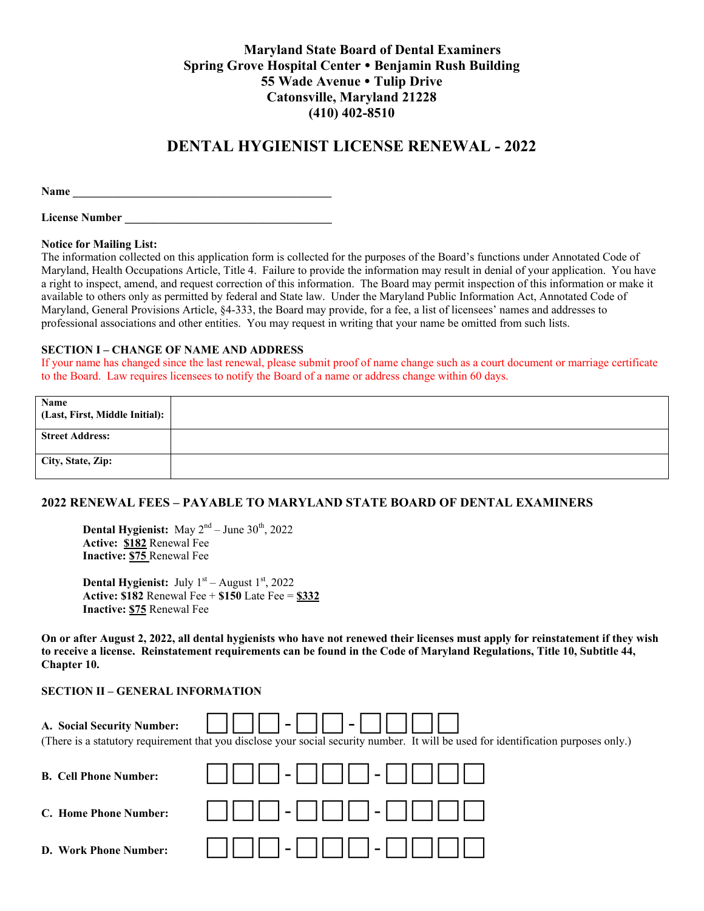**Maryland State Board of Dental Examiners**
**Spring Grove Hospital Center • Benjamin Rush Building**
**55 Wade Avenue • Tulip Drive**
**Catonsville, Maryland 21228**
**(410) 402-8510**

# DENTAL HYGIENIST LICENSE RENEWAL - 2022

**Name** _____________________________________________

**License Number** ___________________________________

**Notice for Mailing List:**
The information collected on this application form is collected for the purposes of the Board's functions under Annotated Code of Maryland, Health Occupations Article, Title 4. Failure to provide the information may result in denial of your application. You have a right to inspect, amend, and request correction of this information. The Board may permit inspection of this information or make it available to others only as permitted by federal and State law. Under the Maryland Public Information Act, Annotated Code of Maryland, General Provisions Article, §4-333, the Board may provide, for a fee, a list of licensees' names and addresses to professional associations and other entities. You may request in writing that your name be omitted from such lists.

**SECTION I – CHANGE OF NAME AND ADDRESS**

If your name has changed since the last renewal, please submit proof of name change such as a court document or marriage certificate to the Board. Law requires licensees to notify the Board of a name or address change within 60 days.

| | |
|---|---|
| **Name (Last, First, Middle Initial):** | |
| **Street Address:** | |
| **City, State, Zip:** | |

**2022 RENEWAL FEES – PAYABLE TO MARYLAND STATE BOARD OF DENTAL EXAMINERS**

**Dental Hygienist:** May 2nd – June 30th, 2022
**Active:** **$182** Renewal Fee
**Inactive:** **$75** Renewal Fee

**Dental Hygienist:** July 1st – August 1st, 2022
**Active: $182** Renewal Fee + **$150** Late Fee = **$332**
**Inactive:** **$75** Renewal Fee

**On or after August 2, 2022, all dental hygienists who have not renewed their licenses must apply for reinstatement if they wish to receive a license. Reinstatement requirements can be found in the Code of Maryland Regulations, Title 10, Subtitle 44, Chapter 10.**

**SECTION II – GENERAL INFORMATION**

**A. Social Security Number:** ☐☐☐ - ☐☐ - ☐☐☐☐
(There is a statutory requirement that you disclose your social security number. It will be used for identification purposes only.)

**B. Cell Phone Number:** ☐☐☐ - ☐☐☐ - ☐☐☐☐

**C. Home Phone Number:** ☐☐☐ - ☐☐☐ - ☐☐☐☐

**D. Work Phone Number:** ☐☐☐ - ☐☐☐ - ☐☐☐☐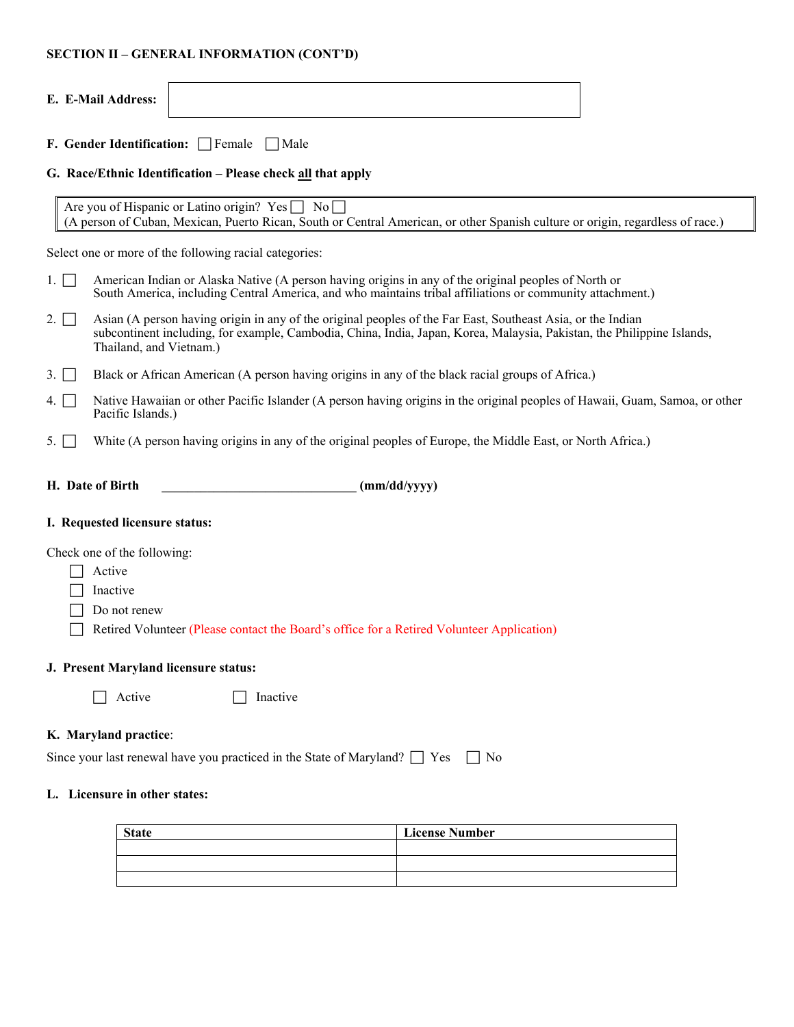**SECTION II – GENERAL INFORMATION (CONT'D)**

**E. E-Mail Address:** ______________________

**F. Gender Identification:** ☐ Female ☐ Male

**G. Race/Ethnic Identification – Please check <u>all</u> that apply**

| Are you of Hispanic or Latino origin? Yes ☐ No ☐ (A person of Cuban, Mexican, Puerto Rican, South or Central American, or other Spanish culture or origin, regardless of race.) |
|---|

Select one or more of the following racial categories:

1. ☐ American Indian or Alaska Native (A person having origins in any of the original peoples of North or South America, including Central America, and who maintains tribal affiliations or community attachment.)
2. ☐ Asian (A person having origin in any of the original peoples of the Far East, Southeast Asia, or the Indian subcontinent including, for example, Cambodia, China, India, Japan, Korea, Malaysia, Pakistan, the Philippine Islands, Thailand, and Vietnam.)
3. ☐ Black or African American (A person having origins in any of the black racial groups of Africa.)
4. ☐ Native Hawaiian or other Pacific Islander (A person having origins in the original peoples of Hawaii, Guam, Samoa, or other Pacific Islands.)
5. ☐ White (A person having origins in any of the original peoples of Europe, the Middle East, or North Africa.)

**H. Date of Birth** ______________________________ **(mm/dd/yyyy)**

**I. Requested licensure status:**

Check one of the following:

- ☐ Active
- ☐ Inactive
- ☐ Do not renew
- ☐ Retired Volunteer (Please contact the Board's office for a Retired Volunteer Application)

**J. Present Maryland licensure status:**

☐ Active ☐ Inactive

**K. Maryland practice**:

Since your last renewal have you practiced in the State of Maryland? ☐ Yes ☐ No

**L. Licensure in other states:**

| State | License Number |
|---|---|
| | |
| | |
| | |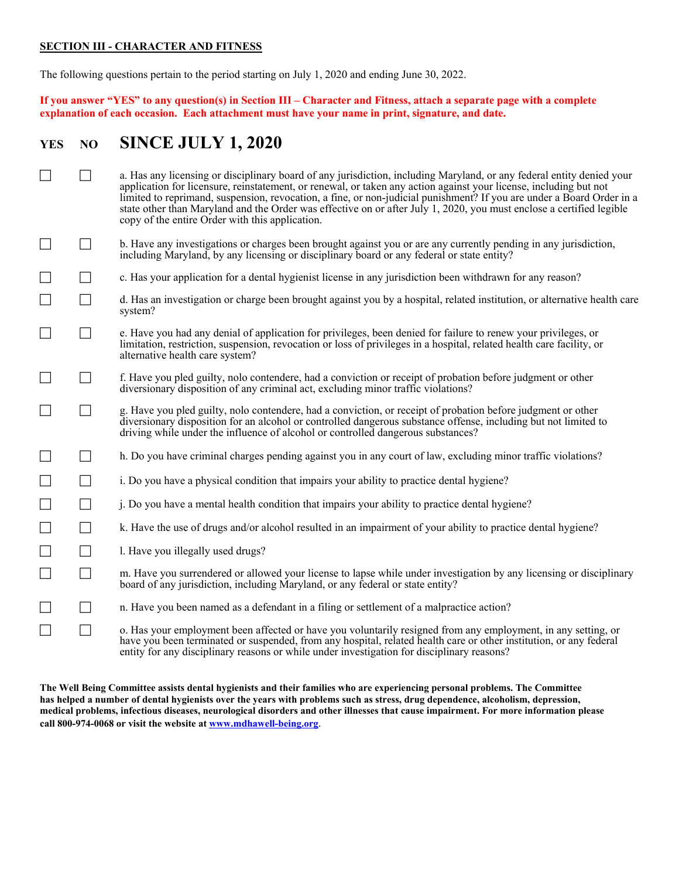**SECTION III - CHARACTER AND FITNESS**

The following questions pertain to the period starting on July 1, 2020 and ending June 30, 2022.

**If you answer "YES" to any question(s) in Section III – Character and Fitness, attach a separate page with a complete explanation of each occasion. Each attachment must have your name in print, signature, and date.**

| YES | NO | SINCE JULY 1, 2020 |
|---|---|---|
| ☐ | ☐ | a. Has any licensing or disciplinary board of any jurisdiction, including Maryland, or any federal entity denied your application for licensure, reinstatement, or renewal, or taken any action against your license, including but not limited to reprimand, suspension, revocation, a fine, or non-judicial punishment? If you are under a Board Order in a state other than Maryland and the Order was effective on or after July 1, 2020, you must enclose a certified legible copy of the entire Order with this application. |
| ☐ | ☐ | b. Have any investigations or charges been brought against you or are any currently pending in any jurisdiction, including Maryland, by any licensing or disciplinary board or any federal or state entity? |
| ☐ | ☐ | c. Has your application for a dental hygienist license in any jurisdiction been withdrawn for any reason? |
| ☐ | ☐ | d. Has an investigation or charge been brought against you by a hospital, related institution, or alternative health care system? |
| ☐ | ☐ | e. Have you had any denial of application for privileges, been denied for failure to renew your privileges, or limitation, restriction, suspension, revocation or loss of privileges in a hospital, related health care facility, or alternative health care system? |
| ☐ | ☐ | f. Have you pled guilty, nolo contendere, had a conviction or receipt of probation before judgment or other diversionary disposition of any criminal act, excluding minor traffic violations? |
| ☐ | ☐ | g. Have you pled guilty, nolo contendere, had a conviction, or receipt of probation before judgment or other diversionary disposition for an alcohol or controlled dangerous substance offense, including but not limited to driving while under the influence of alcohol or controlled dangerous substances? |
| ☐ | ☐ | h. Do you have criminal charges pending against you in any court of law, excluding minor traffic violations? |
| ☐ | ☐ | i. Do you have a physical condition that impairs your ability to practice dental hygiene? |
| ☐ | ☐ | j. Do you have a mental health condition that impairs your ability to practice dental hygiene? |
| ☐ | ☐ | k. Have the use of drugs and/or alcohol resulted in an impairment of your ability to practice dental hygiene? |
| ☐ | ☐ | l. Have you illegally used drugs? |
| ☐ | ☐ | m. Have you surrendered or allowed your license to lapse while under investigation by any licensing or disciplinary board of any jurisdiction, including Maryland, or any federal or state entity? |
| ☐ | ☐ | n. Have you been named as a defendant in a filing or settlement of a malpractice action? |
| ☐ | ☐ | o. Has your employment been affected or have you voluntarily resigned from any employment, in any setting, or have you been terminated or suspended, from any hospital, related health care or other institution, or any federal entity for any disciplinary reasons or while under investigation for disciplinary reasons? |

**The Well Being Committee assists dental hygienists and their families who are experiencing personal problems. The Committee has helped a number of dental hygienists over the years with problems such as stress, drug dependence, alcoholism, depression, medical problems, infectious diseases, neurological disorders and other illnesses that cause impairment. For more information please call 800-974-0068 or visit the website at www.mdhawell-being.org.**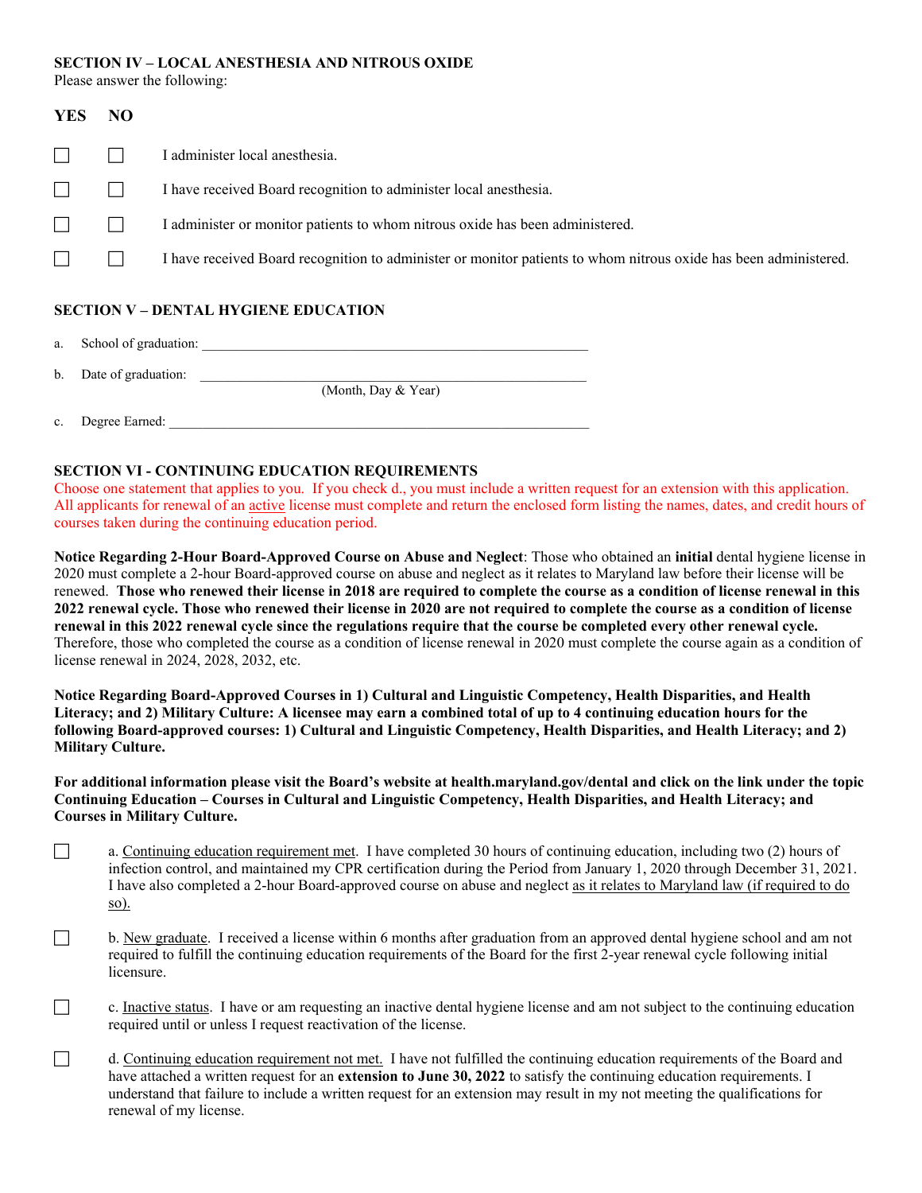**SECTION IV – LOCAL ANESTHESIA AND NITROUS OXIDE**

Please answer the following:

| YES | NO | |
|---|---|---|
| ☐ | ☐ | I administer local anesthesia. |
| ☐ | ☐ | I have received Board recognition to administer local anesthesia. |
| ☐ | ☐ | I administer or monitor patients to whom nitrous oxide has been administered. |
| ☐ | ☐ | I have received Board recognition to administer or monitor patients to whom nitrous oxide has been administered. |

**SECTION V – DENTAL HYGIENE EDUCATION**

a. School of graduation: ________________________________________________________

b. Date of graduation: ________________________________________________________
(Month, Day & Year)

c. Degree Earned: ________________________________________________________

**SECTION VI - CONTINUING EDUCATION REQUIREMENTS**

Choose one statement that applies to you. If you check d., you must include a written request for an extension with this application. All applicants for renewal of an active license must complete and return the enclosed form listing the names, dates, and credit hours of courses taken during the continuing education period.

**Notice Regarding 2-Hour Board-Approved Course on Abuse and Neglect**: Those who obtained an **initial** dental hygiene license in 2020 must complete a 2-hour Board-approved course on abuse and neglect as it relates to Maryland law before their license will be renewed. **Those who renewed their license in 2018 are required to complete the course as a condition of license renewal in this 2022 renewal cycle. Those who renewed their license in 2020 are not required to complete the course as a condition of license renewal in this 2022 renewal cycle since the regulations require that the course be completed every other renewal cycle.** Therefore, those who completed the course as a condition of license renewal in 2020 must complete the course again as a condition of license renewal in 2024, 2028, 2032, etc.

**Notice Regarding Board-Approved Courses in 1) Cultural and Linguistic Competency, Health Disparities, and Health Literacy; and 2) Military Culture: A licensee may earn a combined total of up to 4 continuing education hours for the following Board-approved courses: 1) Cultural and Linguistic Competency, Health Disparities, and Health Literacy; and 2) Military Culture.**

**For additional information please visit the Board's website at health.maryland.gov/dental and click on the link under the topic Continuing Education – Courses in Cultural and Linguistic Competency, Health Disparities, and Health Literacy; and Courses in Military Culture.**

☐ a. Continuing education requirement met. I have completed 30 hours of continuing education, including two (2) hours of infection control, and maintained my CPR certification during the Period from January 1, 2020 through December 31, 2021. I have also completed a 2-hour Board-approved course on abuse and neglect as it relates to Maryland law (if required to do so).

☐ b. New graduate. I received a license within 6 months after graduation from an approved dental hygiene school and am not required to fulfill the continuing education requirements of the Board for the first 2-year renewal cycle following initial licensure.

☐ c. Inactive status. I have or am requesting an inactive dental hygiene license and am not subject to the continuing education required until or unless I request reactivation of the license.

☐ d. Continuing education requirement not met. I have not fulfilled the continuing education requirements of the Board and have attached a written request for an **extension to June 30, 2022** to satisfy the continuing education requirements. I understand that failure to include a written request for an extension may result in my not meeting the qualifications for renewal of my license.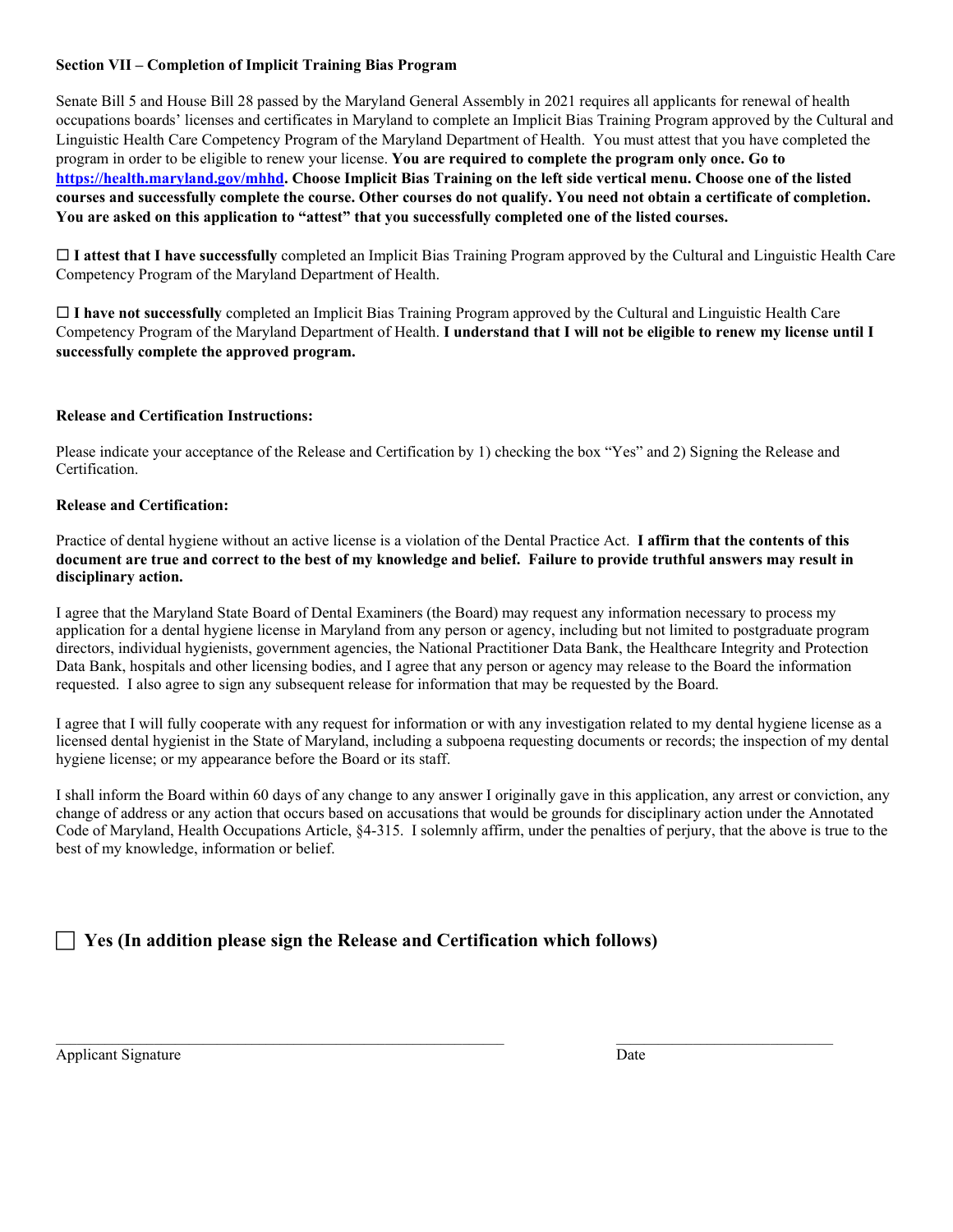**Section VII – Completion of Implicit Training Bias Program**

Senate Bill 5 and House Bill 28 passed by the Maryland General Assembly in 2021 requires all applicants for renewal of health occupations boards' licenses and certificates in Maryland to complete an Implicit Bias Training Program approved by the Cultural and Linguistic Health Care Competency Program of the Maryland Department of Health. You must attest that you have completed the program in order to be eligible to renew your license. **You are required to complete the program only once. Go to [https://health.maryland.gov/mhhd](https://health.maryland.gov/mhhd). Choose Implicit Bias Training on the left side vertical menu. Choose one of the listed courses and successfully complete the course. Other courses do not qualify. You need not obtain a certificate of completion. You are asked on this application to "attest" that you successfully completed one of the listed courses.**

☐ **I attest that I have successfully** completed an Implicit Bias Training Program approved by the Cultural and Linguistic Health Care Competency Program of the Maryland Department of Health.

☐ **I have not successfully** completed an Implicit Bias Training Program approved by the Cultural and Linguistic Health Care Competency Program of the Maryland Department of Health. **I understand that I will not be eligible to renew my license until I successfully complete the approved program.**

**Release and Certification Instructions:**

Please indicate your acceptance of the Release and Certification by 1) checking the box "Yes" and 2) Signing the Release and Certification.

**Release and Certification:**

Practice of dental hygiene without an active license is a violation of the Dental Practice Act. **I affirm that the contents of this document are true and correct to the best of my knowledge and belief. Failure to provide truthful answers may result in disciplinary action.**

I agree that the Maryland State Board of Dental Examiners (the Board) may request any information necessary to process my application for a dental hygiene license in Maryland from any person or agency, including but not limited to postgraduate program directors, individual hygienists, government agencies, the National Practitioner Data Bank, the Healthcare Integrity and Protection Data Bank, hospitals and other licensing bodies, and I agree that any person or agency may release to the Board the information requested. I also agree to sign any subsequent release for information that may be requested by the Board.

I agree that I will fully cooperate with any request for information or with any investigation related to my dental hygiene license as a licensed dental hygienist in the State of Maryland, including a subpoena requesting documents or records; the inspection of my dental hygiene license; or my appearance before the Board or its staff.

I shall inform the Board within 60 days of any change to any answer I originally gave in this application, any arrest or conviction, any change of address or any action that occurs based on accusations that would be grounds for disciplinary action under the Annotated Code of Maryland, Health Occupations Article, §4-315. I solemnly affirm, under the penalties of perjury, that the above is true to the best of my knowledge, information or belief.

☐ **Yes (In addition please sign the Release and Certification which follows)**

\_\_\_\_\_\_\_\_\_\_\_\_\_\_\_\_\_\_\_\_\_\_\_\_\_\_\_\_\_\_\_\_\_\_\_\_\_\_\_\_\_\_\_\_\_\_\_\_ \_\_\_\_\_\_\_\_\_\_\_\_\_\_\_\_\_\_\_\_\_\_\_\_\_\_

Applicant Signature Date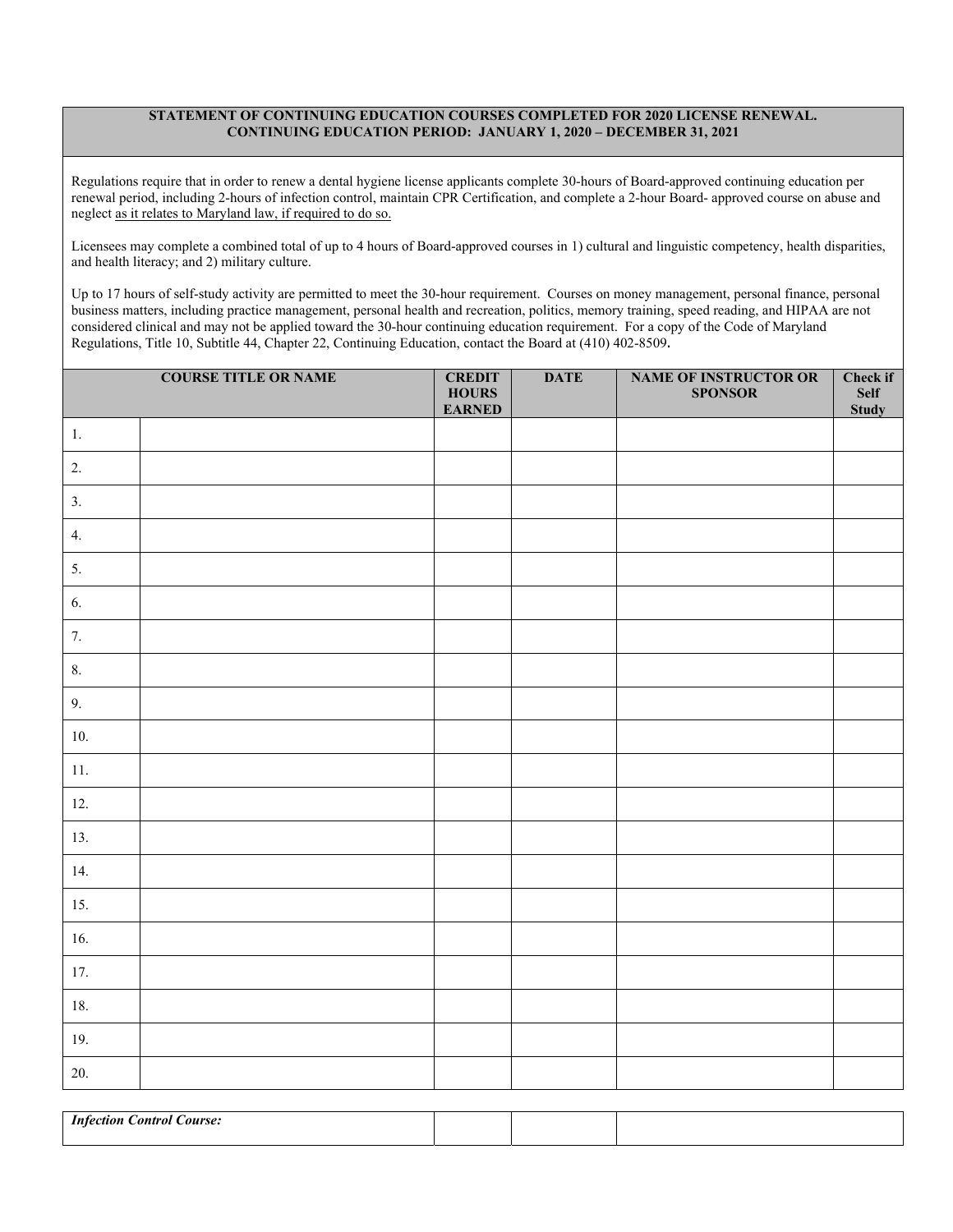**STATEMENT OF CONTINUING EDUCATION COURSES COMPLETED FOR 2020 LICENSE RENEWAL.**
**CONTINUING EDUCATION PERIOD: JANUARY 1, 2020 – DECEMBER 31, 2021**

Regulations require that in order to renew a dental hygiene license applicants complete 30-hours of Board-approved continuing education per renewal period, including 2-hours of infection control, maintain CPR Certification, and complete a 2-hour Board- approved course on abuse and neglect <u>as it relates to Maryland law, if required to do so.</u>

Licensees may complete a combined total of up to 4 hours of Board-approved courses in 1) cultural and linguistic competency, health disparities, and health literacy; and 2) military culture.

Up to 17 hours of self-study activity are permitted to meet the 30-hour requirement. Courses on money management, personal finance, personal business matters, including practice management, personal health and recreation, politics, memory training, speed reading, and HIPAA are not considered clinical and may not be applied toward the 30-hour continuing education requirement. For a copy of the Code of Maryland Regulations, Title 10, Subtitle 44, Chapter 22, Continuing Education, contact the Board at (410) 402-8509**.**

| COURSE TITLE OR NAME | | CREDIT HOURS EARNED | DATE | NAME OF INSTRUCTOR OR SPONSOR | Check if Self Study |
|---|---|---|---|---|---|
| 1. | | | | | |
| 2. | | | | | |
| 3. | | | | | |
| 4. | | | | | |
| 5. | | | | | |
| 6. | | | | | |
| 7. | | | | | |
| 8. | | | | | |
| 9. | | | | | |
| 10. | | | | | |
| 11. | | | | | |
| 12. | | | | | |
| 13. | | | | | |
| 14. | | | | | |
| 15. | | | | | |
| 16. | | | | | |
| 17. | | | | | |
| 18. | | | | | |
| 19. | | | | | |
| 20. | | | | | |

| ***Infection Control Course:*** | | | |
|---|---|---|---|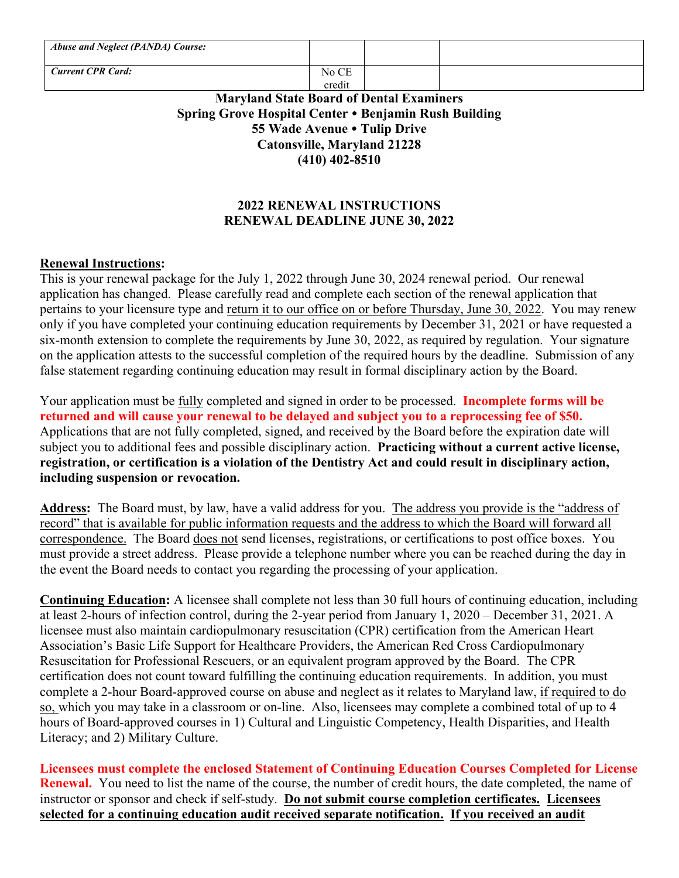| Abuse and Neglect (PANDA) Course: | | | |
|---|---|---|---|
| Current CPR Card: | No CE credit | | |

**Maryland State Board of Dental Examiners**
**Spring Grove Hospital Center • Benjamin Rush Building**
**55 Wade Avenue • Tulip Drive**
**Catonsville, Maryland 21228**
**(410) 402-8510**

## 2022 RENEWAL INSTRUCTIONS
## RENEWAL DEADLINE JUNE 30, 2022

**Renewal Instructions:**
This is your renewal package for the July 1, 2022 through June 30, 2024 renewal period. Our renewal application has changed. Please carefully read and complete each section of the renewal application that pertains to your licensure type and return it to our office on or before Thursday, June 30, 2022. You may renew only if you have completed your continuing education requirements by December 31, 2021 or have requested a six-month extension to complete the requirements by June 30, 2022, as required by regulation. Your signature on the application attests to the successful completion of the required hours by the deadline. Submission of any false statement regarding continuing education may result in formal disciplinary action by the Board.

Your application must be fully completed and signed in order to be processed. **Incomplete forms will be returned and will cause your renewal to be delayed and subject you to a reprocessing fee of $50.** Applications that are not fully completed, signed, and received by the Board before the expiration date will subject you to additional fees and possible disciplinary action. **Practicing without a current active license, registration, or certification is a violation of the Dentistry Act and could result in disciplinary action, including suspension or revocation.**

**Address:** The Board must, by law, have a valid address for you. The address you provide is the "address of record" that is available for public information requests and the address to which the Board will forward all correspondence. The Board does not send licenses, registrations, or certifications to post office boxes. You must provide a street address. Please provide a telephone number where you can be reached during the day in the event the Board needs to contact you regarding the processing of your application.

**Continuing Education:** A licensee shall complete not less than 30 full hours of continuing education, including at least 2-hours of infection control, during the 2-year period from January 1, 2020 – December 31, 2021. A licensee must also maintain cardiopulmonary resuscitation (CPR) certification from the American Heart Association's Basic Life Support for Healthcare Providers, the American Red Cross Cardiopulmonary Resuscitation for Professional Rescuers, or an equivalent program approved by the Board. The CPR certification does not count toward fulfilling the continuing education requirements. In addition, you must complete a 2-hour Board-approved course on abuse and neglect as it relates to Maryland law, if required to do so, which you may take in a classroom or on-line. Also, licensees may complete a combined total of up to 4 hours of Board-approved courses in 1) Cultural and Linguistic Competency, Health Disparities, and Health Literacy; and 2) Military Culture.

**Licensees must complete the enclosed Statement of Continuing Education Courses Completed for License Renewal.** You need to list the name of the course, the number of credit hours, the date completed, the name of instructor or sponsor and check if self-study. **Do not submit course completion certificates. Licensees selected for a continuing education audit received separate notification. If you received an audit**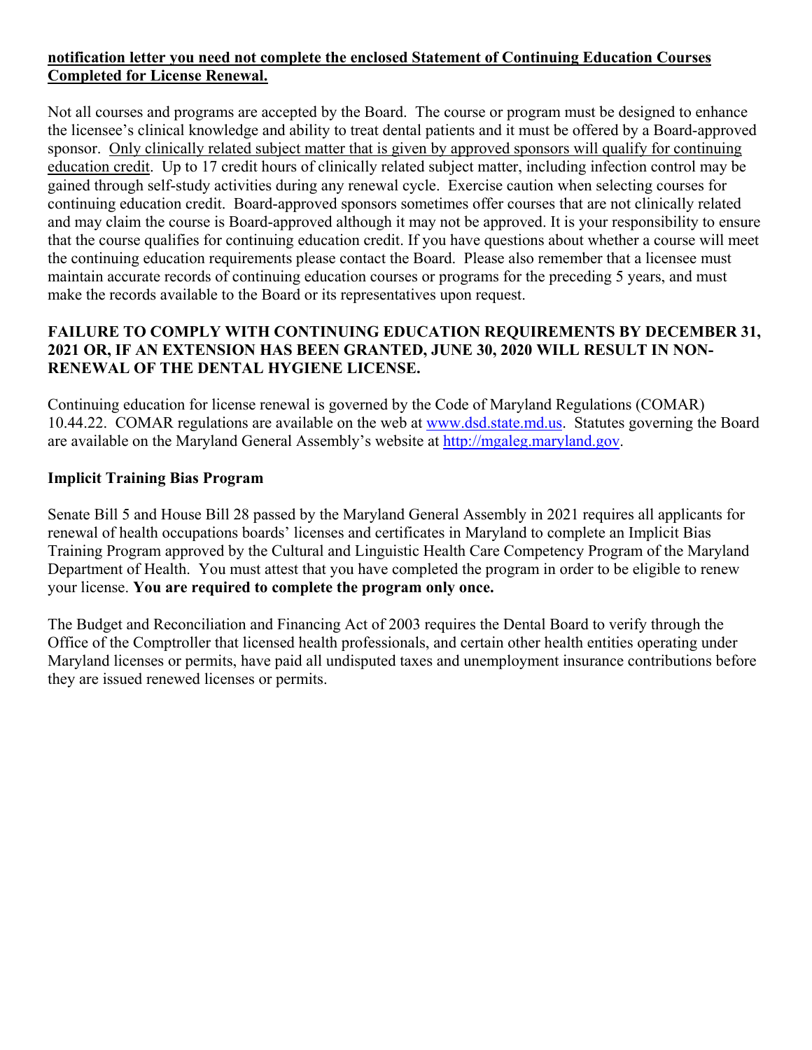**<u>notification letter you need not complete the enclosed Statement of Continuing Education Courses Completed for License Renewal.</u>**

Not all courses and programs are accepted by the Board. The course or program must be designed to enhance the licensee's clinical knowledge and ability to treat dental patients and it must be offered by a Board-approved sponsor. <u>Only clinically related subject matter that is given by approved sponsors will qualify for continuing education credit</u>. Up to 17 credit hours of clinically related subject matter, including infection control may be gained through self-study activities during any renewal cycle. Exercise caution when selecting courses for continuing education credit. Board-approved sponsors sometimes offer courses that are not clinically related and may claim the course is Board-approved although it may not be approved. It is your responsibility to ensure that the course qualifies for continuing education credit. If you have questions about whether a course will meet the continuing education requirements please contact the Board. Please also remember that a licensee must maintain accurate records of continuing education courses or programs for the preceding 5 years, and must make the records available to the Board or its representatives upon request.

**FAILURE TO COMPLY WITH CONTINUING EDUCATION REQUIREMENTS BY DECEMBER 31, 2021 OR, IF AN EXTENSION HAS BEEN GRANTED, JUNE 30, 2020 WILL RESULT IN NON-RENEWAL OF THE DENTAL HYGIENE LICENSE.**

Continuing education for license renewal is governed by the Code of Maryland Regulations (COMAR) 10.44.22. COMAR regulations are available on the web at [www.dsd.state.md.us](http://www.dsd.state.md.us). Statutes governing the Board are available on the Maryland General Assembly's website at [http://mgaleg.maryland.gov](http://mgaleg.maryland.gov).

**Implicit Training Bias Program**

Senate Bill 5 and House Bill 28 passed by the Maryland General Assembly in 2021 requires all applicants for renewal of health occupations boards' licenses and certificates in Maryland to complete an Implicit Bias Training Program approved by the Cultural and Linguistic Health Care Competency Program of the Maryland Department of Health. You must attest that you have completed the program in order to be eligible to renew your license. **You are required to complete the program only once.**

The Budget and Reconciliation and Financing Act of 2003 requires the Dental Board to verify through the Office of the Comptroller that licensed health professionals, and certain other health entities operating under Maryland licenses or permits, have paid all undisputed taxes and unemployment insurance contributions before they are issued renewed licenses or permits.